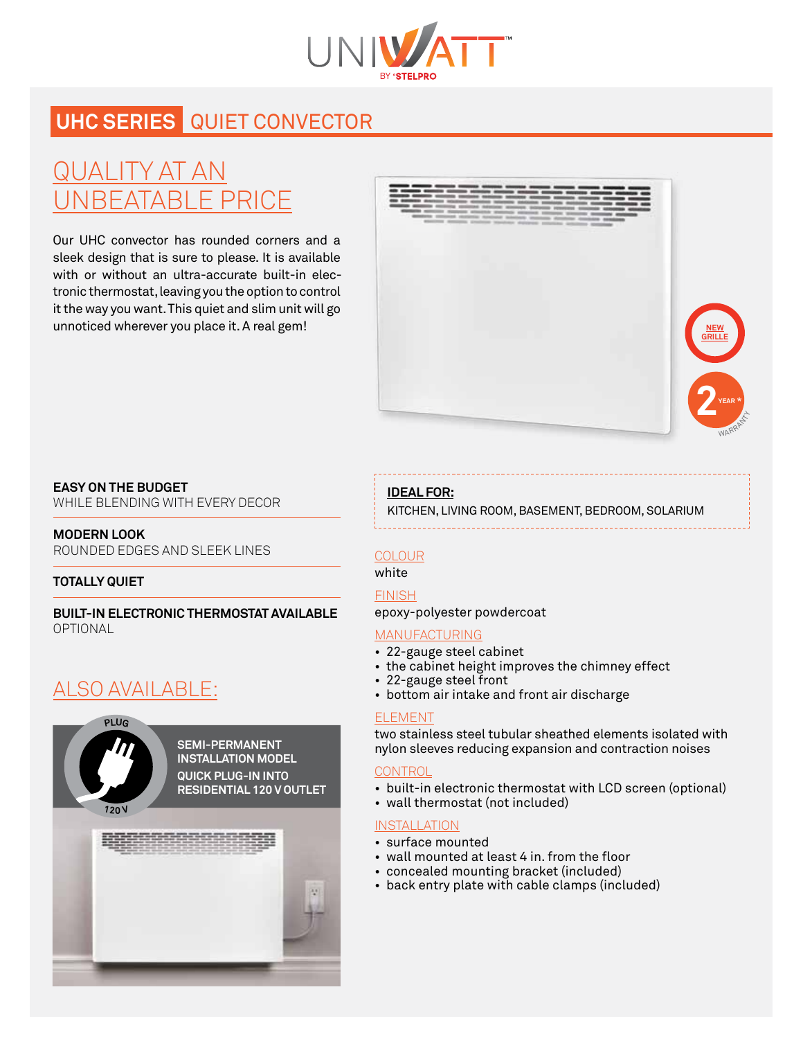UNIWATT™ BY STELPRO

# UHC SERIES QUIET CONVECTOR

## QUALITY AT AN UNBEATABLE PRICE

Our UHC convector has rounded corners and a sleek design that is sure to please. It is available with or without an ultra-accurate built-in electronic thermostat, leaving you the option to control it the way you want. This quiet and slim unit will go unnoticed wherever you place it. A real gem!

NEW GRILLE

2 YEAR * WARRANTY

**EASY ON THE BUDGET**
WHILE BLENDING WITH EVERY DECOR

**MODERN LOOK**
ROUNDED EDGES AND SLEEK LINES

**TOTALLY QUIET**

**BUILT-IN ELECTRONIC THERMOSTAT AVAILABLE**
OPTIONAL

## ALSO AVAILABLE:

PLUG 120 V

**SEMI-PERMANENT INSTALLATION MODEL**
**QUICK PLUG-IN INTO RESIDENTIAL 120 V OUTLET**

**IDEAL FOR:**
KITCHEN, LIVING ROOM, BASEMENT, BEDROOM, SOLARIUM

### COLOUR
white

### FINISH
epoxy-polyester powdercoat

### MANUFACTURING
- 22-gauge steel cabinet
- the cabinet height improves the chimney effect
- 22-gauge steel front
- bottom air intake and front air discharge

### ELEMENT
two stainless steel tubular sheathed elements isolated with nylon sleeves reducing expansion and contraction noises

### CONTROL
- built-in electronic thermostat with LCD screen (optional)
- wall thermostat (not included)

### INSTALLATION
- surface mounted
- wall mounted at least 4 in. from the floor
- concealed mounting bracket (included)
- back entry plate with cable clamps (included)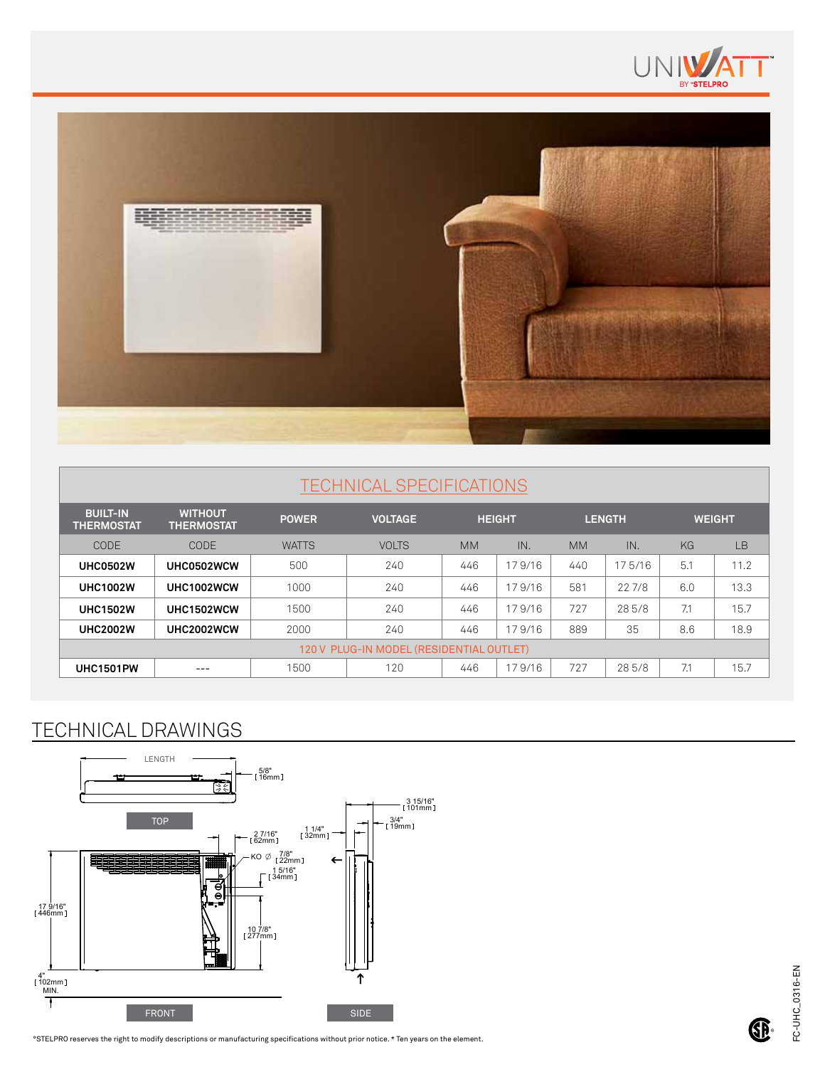## TECHNICAL SPECIFICATIONS

| BUILT-IN THERMOSTAT | WITHOUT THERMOSTAT | POWER | VOLTAGE | HEIGHT | | LENGTH | | WEIGHT | |
|---|---|---|---|---|---|---|---|---|---|
| CODE | CODE | WATTS | VOLTS | MM | IN. | MM | IN. | KG | LB |
| **UHC0502W** | **UHC0502WCW** | 500 | 240 | 446 | 17 9/16 | 440 | 17 5/16 | 5.1 | 11.2 |
| **UHC1002W** | **UHC1002WCW** | 1000 | 240 | 446 | 17 9/16 | 581 | 22 7/8 | 6.0 | 13.3 |
| **UHC1502W** | **UHC1502WCW** | 1500 | 240 | 446 | 17 9/16 | 727 | 28 5/8 | 7.1 | 15.7 |
| **UHC2002W** | **UHC2002WCW** | 2000 | 240 | 446 | 17 9/16 | 889 | 35 | 8.6 | 18.9 |
| 120 V PLUG-IN MODEL (RESIDENTIAL OUTLET) | | | | | | | | | |
| **UHC1501PW** | --- | 1500 | 120 | 446 | 17 9/16 | 727 | 28 5/8 | 7.1 | 15.7 |

## TECHNICAL DRAWINGS

LENGTH

5/8" [16mm]

TOP

2 7/16" [62mm]

1 1/4" [32mm]

3 15/16" [101mm]

3/4" [19mm]

KO ∅ 7/8" [22mm]

1 5/16" [34mm]

17 9/16" [446mm]

10 7/8" [277mm]

4" [102mm] MIN.

FRONT

SIDE

®STELPRO reserves the right to modify descriptions or manufacturing specifications without prior notice. * Ten years on the element.

FC-UHC_0316-EN